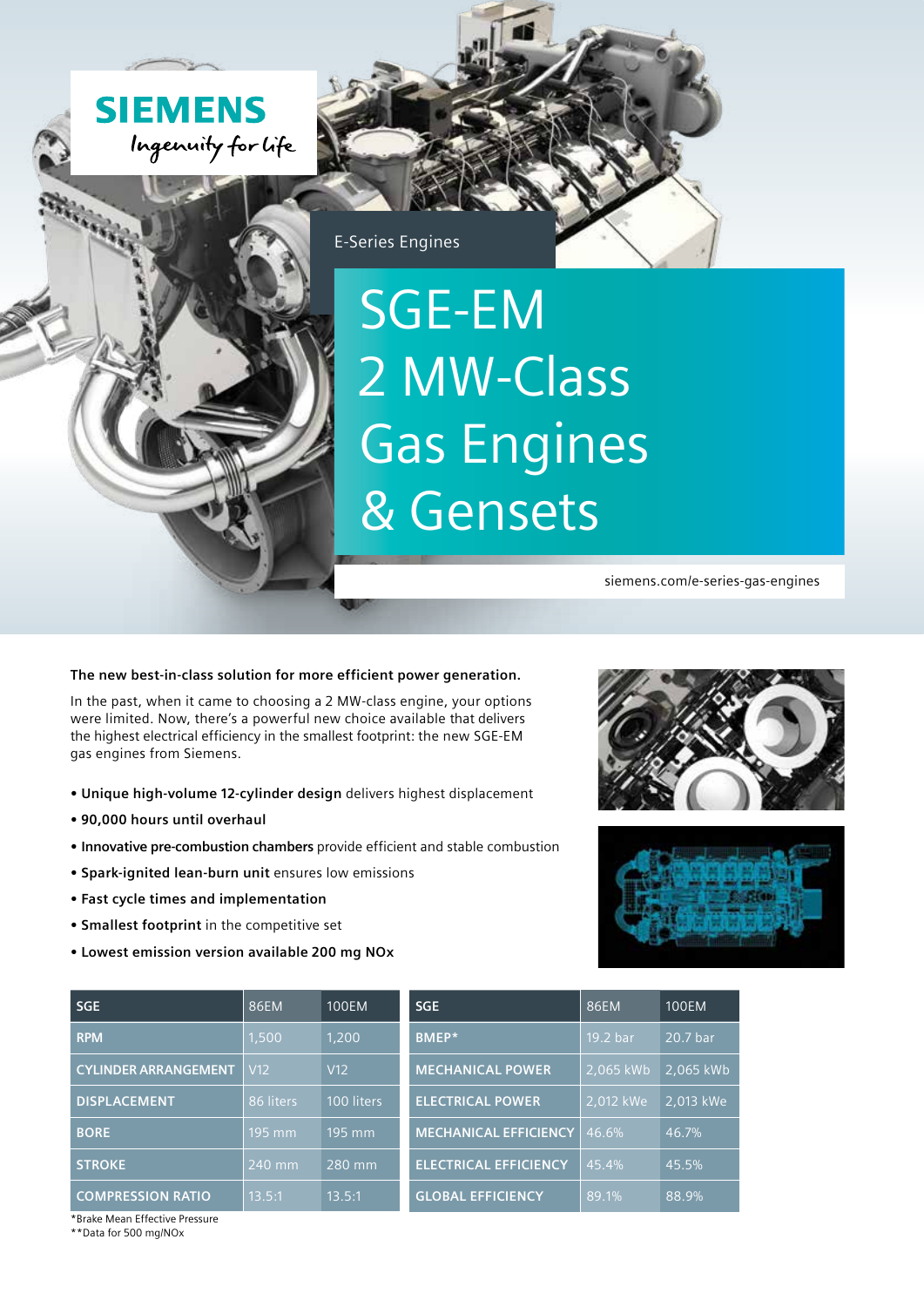SIEMENS

Ingenuity for life

E-Series Engines

# SGE-EM 2 MW-Class Gas Engines & Gensets

siemens.com/e-series-gas-engines

**The new best-in-class solution for more efficient power generation.**

In the past, when it came to choosing a 2 MW-class engine, your options were limited. Now, there's a powerful new choice available that delivers the highest electrical efficiency in the smallest footprint: the new SGE-EM gas engines from Siemens.

- **Unique high-volume 12-cylinder design** delivers highest displacement
- **90,000 hours until overhaul**
- **Innovative pre-combustion chambers** provide efficient and stable combustion
- **Spark-ignited lean-burn unit** ensures low emissions
- **Fast cycle times and implementation**
- **Smallest footprint** in the competitive set
- **Lowest emission version available 200 mg NOx**

| SGE | 86EM | 100EM |
|---|---|---|
| RPM | 1,500 | 1,200 |
| CYLINDER ARRANGEMENT | V12 | V12 |
| DISPLACEMENT | 86 liters | 100 liters |
| BORE | 195 mm | 195 mm |
| STROKE | 240 mm | 280 mm |
| COMPRESSION RATIO | 13.5:1 | 13.5:1 |

| SGE | 86EM | 100EM |
|---|---|---|
| BMEP* | 19.2 bar | 20.7 bar |
| MECHANICAL POWER | 2,065 kWb | 2,065 kWb |
| ELECTRICAL POWER | 2,012 kWe | 2,013 kWe |
| MECHANICAL EFFICIENCY | 46.6% | 46.7% |
| ELECTRICAL EFFICIENCY | 45.4% | 45.5% |
| GLOBAL EFFICIENCY | 89.1% | 88.9% |

*Brake Mean Effective Pressure

**Data for 500 mg/NOx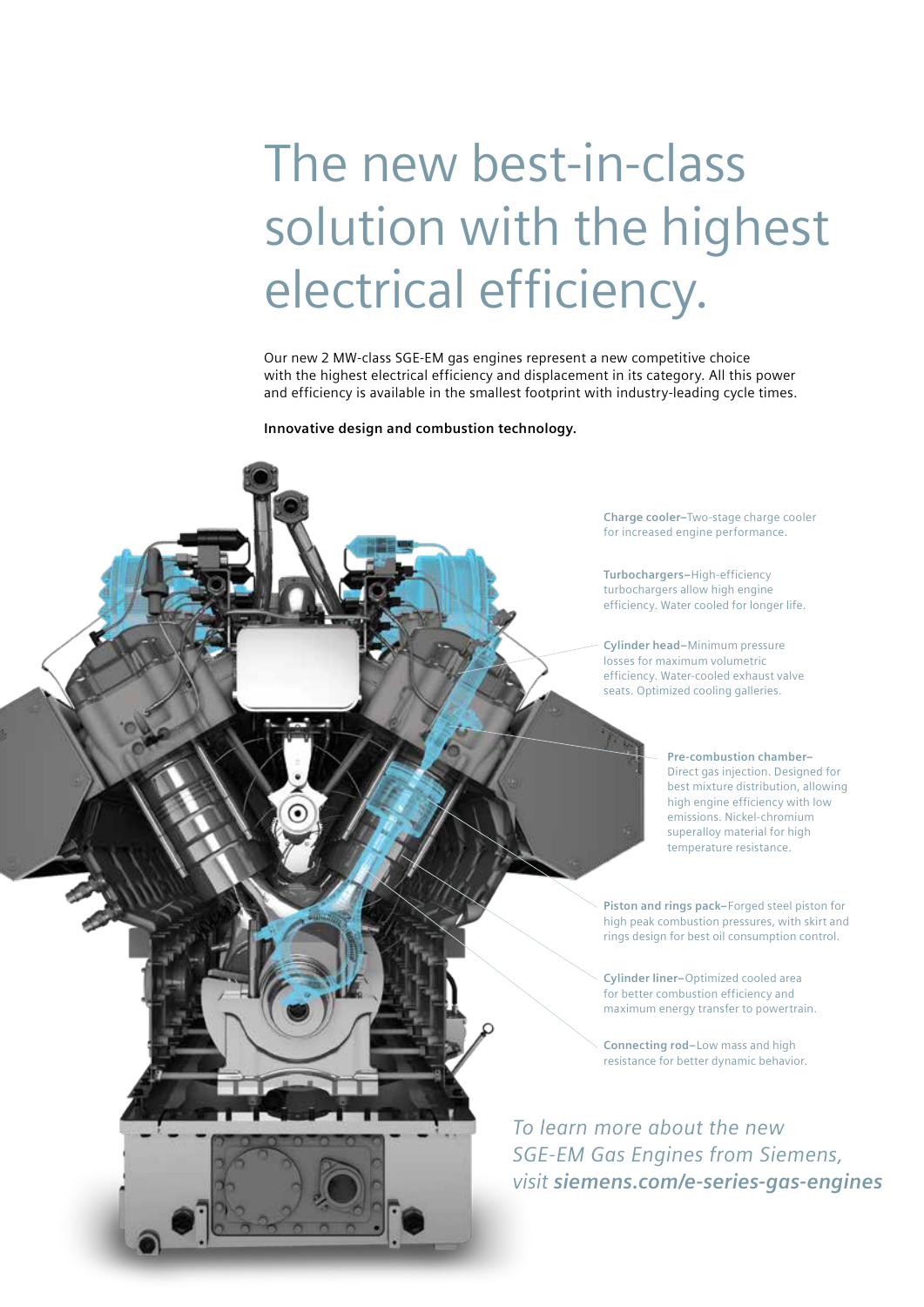# The new best-in-class solution with the highest electrical efficiency.

Our new 2 MW-class SGE-EM gas engines represent a new competitive choice with the highest electrical efficiency and displacement in its category. All this power and efficiency is available in the smallest footprint with industry-leading cycle times.

**Innovative design and combustion technology.**

**Charge cooler–**Two-stage charge cooler for increased engine performance.

**Turbochargers–**High-efficiency turbochargers allow high engine efficiency. Water cooled for longer life.

**Cylinder head–**Minimum pressure losses for maximum volumetric efficiency. Water-cooled exhaust valve seats. Optimized cooling galleries.

**Pre-combustion chamber–**Direct gas injection. Designed for best mixture distribution, allowing high engine efficiency with low emissions. Nickel-chromium superalloy material for high temperature resistance.

**Piston and rings pack–**Forged steel piston for high peak combustion pressures, with skirt and rings design for best oil consumption control.

**Cylinder liner–**Optimized cooled area for better combustion efficiency and maximum energy transfer to powertrain.

**Connecting rod–**Low mass and high resistance for better dynamic behavior.

*To learn more about the new SGE-EM Gas Engines from Siemens, visit* ***siemens.com/e-series-gas-engines***